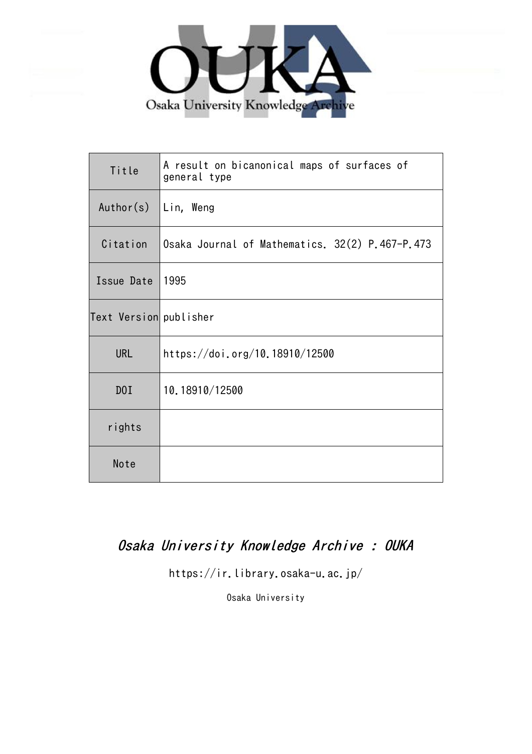| Title | A result on bicanonical maps of surfaces of general type |
| --- | --- |
| Author(s) | Lin, Weng |
| Citation | Osaka Journal of Mathematics. 32(2) P.467-P.473 |
| Issue Date | 1995 |
| Text Version | publisher |
| URL | https://doi.org/10.18910/12500 |
| DOI | 10.18910/12500 |
| rights | |
| Note | |

*Osaka University Knowledge Archive : OUKA*

https://ir.library.osaka-u.ac.jp/

Osaka University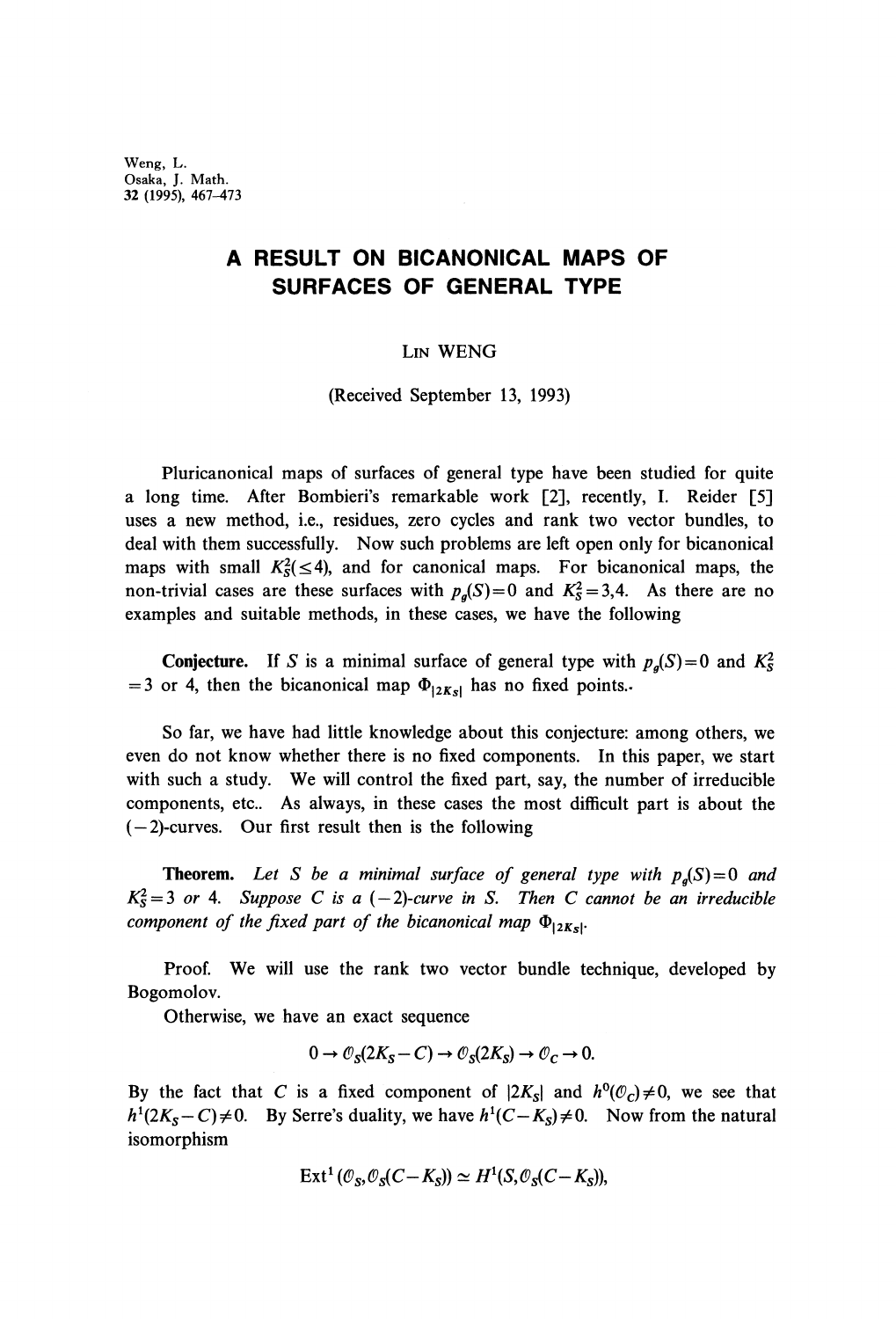Weng, L.
Osaka, J. Math.
32 (1995), 467–473

# A RESULT ON BICANONICAL MAPS OF SURFACES OF GENERAL TYPE

LIN WENG

(Received September 13, 1993)

Pluricanonical maps of surfaces of general type have been studied for quite a long time. After Bombieri's remarkable work [2], recently, I. Reider [5] uses a new method, i.e., residues, zero cycles and rank two vector bundles, to deal with them successfully. Now such problems are left open only for bicanonical maps with small $K_S^2 (\leq 4)$, and for canonical maps. For bicanonical maps, the non-trivial cases are these surfaces with $p_g(S)=0$ and $K_S^2=3,4$. As there are no examples and suitable methods, in these cases, we have the following

**Conjecture.** If $S$ is a minimal surface of general type with $p_g(S)=0$ and $K_S^2=3$ or 4, then the bicanonical map $\Phi_{|2K_S|}$ has no fixed points.

So far, we have had little knowledge about this conjecture: among others, we even do not know whether there is no fixed components. In this paper, we start with such a study. We will control the fixed part, say, the number of irreducible components, etc.. As always, in these cases the most difficult part is about the $(-2)$-curves. Our first result then is the following

**Theorem.** *Let $S$ be a minimal surface of general type with $p_g(S)=0$ and $K_S^2=3$ or 4. Suppose $C$ is a $(-2)$-curve in $S$. Then $C$ cannot be an irreducible component of the fixed part of the bicanonical map $\Phi_{|2K_S|}$.*

Proof. We will use the rank two vector bundle technique, developed by Bogomolov.

Otherwise, we have an exact sequence

$$0 \to \mathcal{O}_S(2K_S - C) \to \mathcal{O}_S(2K_S) \to \mathcal{O}_C \to 0.$$

By the fact that $C$ is a fixed component of $|2K_S|$ and $h^0(\mathcal{O}_C) \neq 0$, we see that $h^1(2K_S - C) \neq 0$. By Serre's duality, we have $h^1(C - K_S) \neq 0$. Now from the natural isomorphism

$$\mathrm{Ext}^1(\mathcal{O}_S, \mathcal{O}_S(C-K_S)) \simeq H^1(S, \mathcal{O}_S(C-K_S)),$$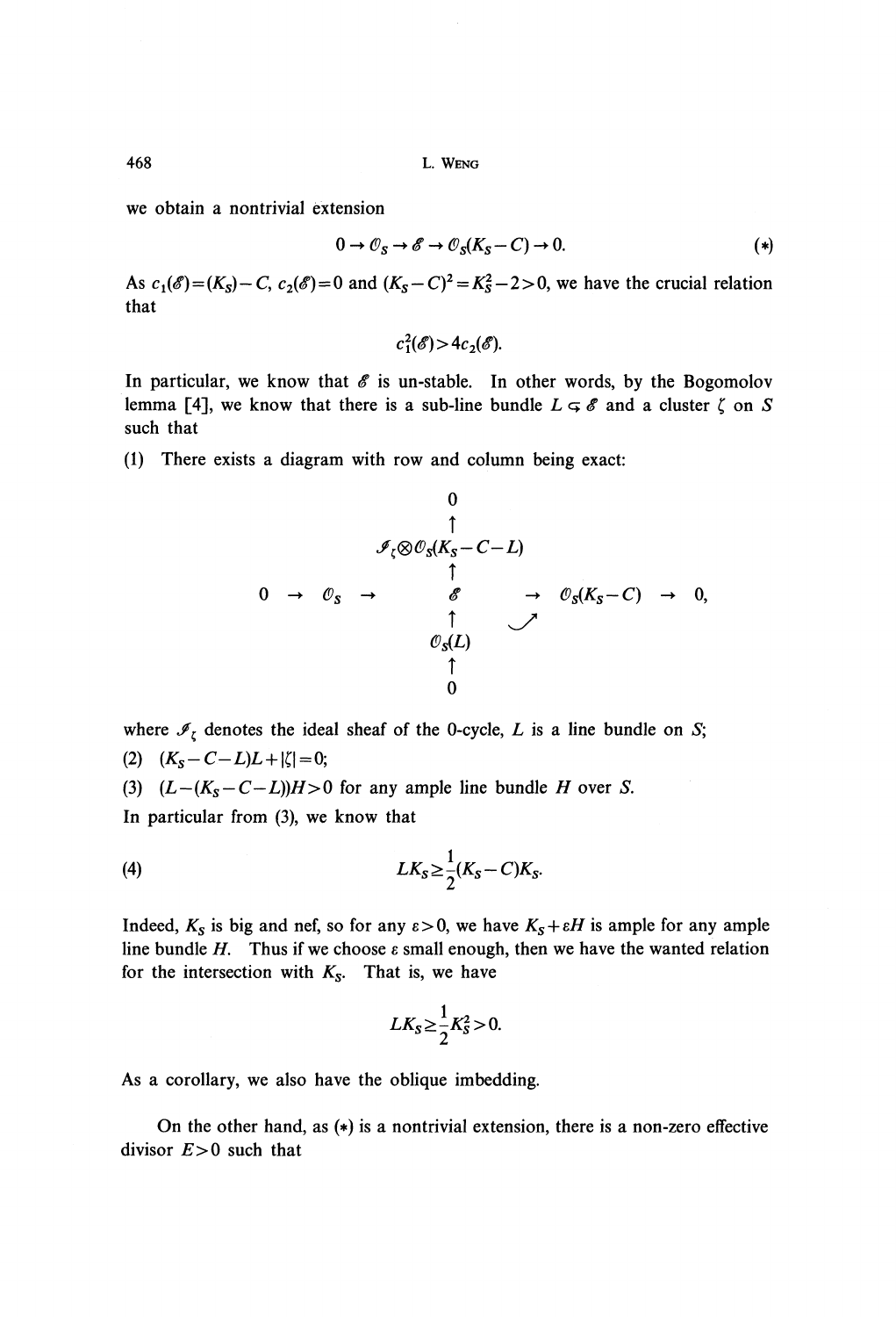we obtain a nontrivial extension

$$0 \to \mathcal{O}_S \to \mathcal{E} \to \mathcal{O}_S(K_S - C) \to 0. \tag{$*$}$$

As $c_1(\mathcal{E}) = (K_S) - C$, $c_2(\mathcal{E}) = 0$ and $(K_S - C)^2 = K_S^2 - 2 > 0$, we have the crucial relation that

$$c_1^2(\mathcal{E}) > 4c_2(\mathcal{E}).$$

In particular, we know that $\mathcal{E}$ is un-stable. In other words, by the Bogomolov lemma [4], we know that there is a sub-line bundle $L \hookrightarrow \mathcal{E}$ and a cluster $\zeta$ on $S$ such that

(1) There exists a diagram with row and column being exact:

$$\begin{array}{ccccccc}
 & & & 0 & & & \\
 & & & \uparrow & & & \\
 & & & \mathcal{I}_\zeta \otimes \mathcal{O}_S(K_S - C - L) & & & \\
 & & & \uparrow & & & \\
0 & \to & \mathcal{O}_S \to & \mathcal{E} & \to & \mathcal{O}_S(K_S - C) & \to 0, \\
 & & & \uparrow & \nearrow & & \\
 & & & \mathcal{O}_S(L) & & & \\
 & & & \uparrow & & & \\
 & & & 0 & & &
\end{array}$$

where $\mathcal{I}_\zeta$ denotes the ideal sheaf of the 0-cycle, $L$ is a line bundle on $S$;

(2) $(K_S - C - L)L + |\zeta| = 0$;

(3) $(L - (K_S - C - L))H > 0$ for any ample line bundle $H$ over $S$.

In particular from (3), we know that

$$LK_S \geq \frac{1}{2}(K_S - C)K_S. \tag{4}$$

Indeed, $K_S$ is big and nef, so for any $\varepsilon > 0$, we have $K_S + \varepsilon H$ is ample for any ample line bundle $H$. Thus if we choose $\varepsilon$ small enough, then we have the wanted relation for the intersection with $K_S$. That is, we have

$$LK_S \geq \frac{1}{2} K_S^2 > 0.$$

As a corollary, we also have the oblique imbedding.

On the other hand, as $(*)$ is a nontrivial extension, there is a non-zero effective divisor $E > 0$ such that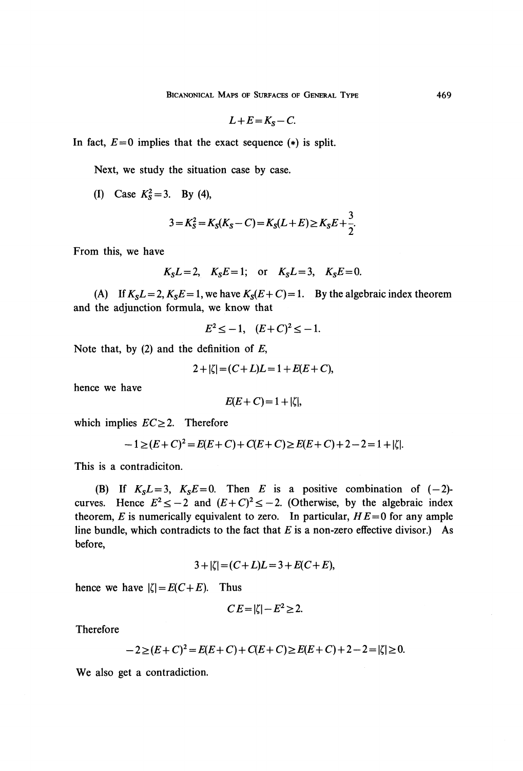$$L+E=K_S-C.$$

In fact, $E=0$ implies that the exact sequence $(*)$ is split.

Next, we study the situation case by case.

(I) Case $K_S^2=3$. By (4),

$$3=K_S^2=K_S(K_S-C)=K_S(L+E)\geq K_SE+\frac{3}{2}.$$

From this, we have

$$K_SL=2,\quad K_SE=1;\quad \text{or}\quad K_SL=3,\quad K_SE=0.$$

(A) If $K_SL=2, K_SE=1$, we have $K_S(E+C)=1$. By the algebraic index theorem and the adjunction formula, we know that

$$E^2\leq -1,\quad (E+C)^2\leq -1.$$

Note that, by (2) and the definition of $E$,

$$2+|\zeta|=(C+L)L=1+E(E+C),$$

hence we have

$$E(E+C)=1+|\zeta|,$$

which implies $EC\geq 2$. Therefore

$$-1\geq (E+C)^2=E(E+C)+C(E+C)\geq E(E+C)+2-2=1+|\zeta|.$$

This is a contradiciton.

(B) If $K_SL=3$, $K_SE=0$. Then $E$ is a positive combination of $(-2)$-curves. Hence $E^2\leq -2$ and $(E+C)^2\leq -2$. (Otherwise, by the algebraic index theorem, $E$ is numerically equivalent to zero. In particular, $HE=0$ for any ample line bundle, which contradicts to the fact that $E$ is a non-zero effective divisor.) As before,

$$3+|\zeta|=(C+L)L=3+E(C+E),$$

hence we have $|\zeta|=E(C+E)$. Thus

$$CE=|\zeta|-E^2\geq 2.$$

Therefore

$$-2\geq (E+C)^2=E(E+C)+C(E+C)\geq E(E+C)+2-2=|\zeta|\geq 0.$$

We also get a contradiction.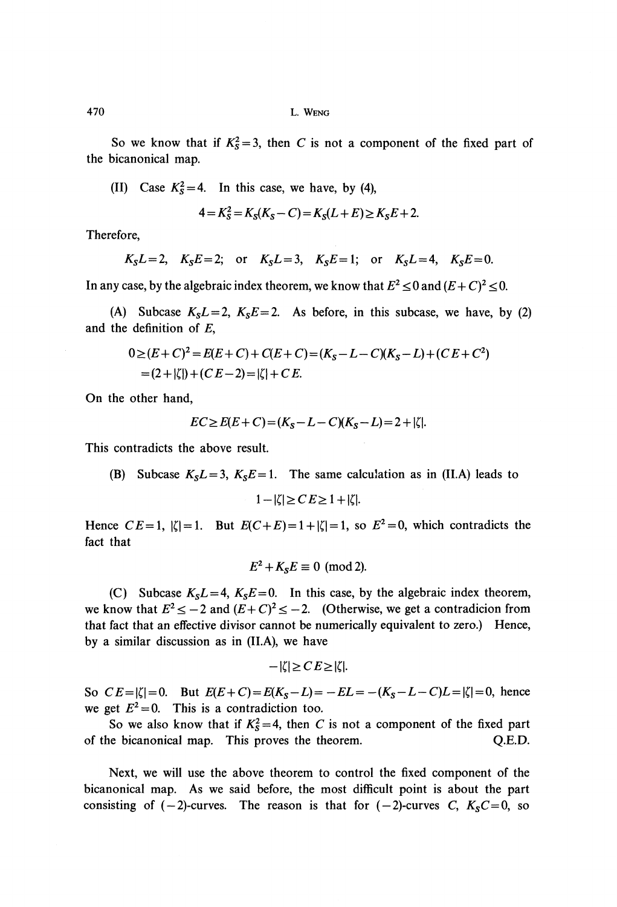So we know that if $K_S^2=3$, then $C$ is not a component of the fixed part of the bicanonical map.

(II) Case $K_S^2=4$. In this case, we have, by (4),

$$4=K_S^2=K_S(K_S-C)=K_S(L+E)\geq K_SE+2.$$

Therefore,

$$K_SL=2,\quad K_SE=2;\quad \text{or}\quad K_SL=3,\quad K_SE=1;\quad \text{or}\quad K_SL=4,\quad K_SE=0.$$

In any case, by the algebraic index theorem, we know that $E^2\leq 0$ and $(E+C)^2\leq 0$.

(A) Subcase $K_SL=2$, $K_SE=2$. As before, in this subcase, we have, by (2) and the definition of $E$,

$$\begin{aligned}0\geq (E+C)^2&=E(E+C)+C(E+C)=(K_S-L-C)(K_S-L)+(CE+C^2)\\&=(2+|\zeta|)+(CE-2)=|\zeta|+CE.\end{aligned}$$

On the other hand,

$$EC\geq E(E+C)=(K_S-L-C)(K_S-L)=2+|\zeta|.$$

This contradicts the above result.

(B) Subcase $K_SL=3$, $K_SE=1$. The same calculation as in (II.A) leads to

$$1-|\zeta|\geq CE\geq 1+|\zeta|.$$

Hence $CE=1$, $|\zeta|=1$. But $E(C+E)=1+|\zeta|=1$, so $E^2=0$, which contradicts the fact that

$$E^2+K_SE\equiv 0 \pmod 2.$$

(C) Subcase $K_SL=4$, $K_SE=0$. In this case, by the algebraic index theorem, we know that $E^2\leq -2$ and $(E+C)^2\leq -2$. (Otherwise, we get a contradicion from that fact that an effective divisor cannot be numerically equivalent to zero.) Hence, by a similar discussion as in (II.A), we have

$$-|\zeta|\geq CE\geq |\zeta|.$$

So $CE=|\zeta|=0$. But $E(E+C)=E(K_S-L)=-EL=-(K_S-L-C)L=|\zeta|=0$, hence we get $E^2=0$. This is a contradiction too.

So we also know that if $K_S^2=4$, then $C$ is not a component of the fixed part of the bicanonical map. This proves the theorem. Q.E.D.

Next, we will use the above theorem to control the fixed component of the bicanonical map. As we said before, the most difficult point is about the part consisting of $(-2)$-curves. The reason is that for $(-2)$-curves $C$, $K_SC=0$, so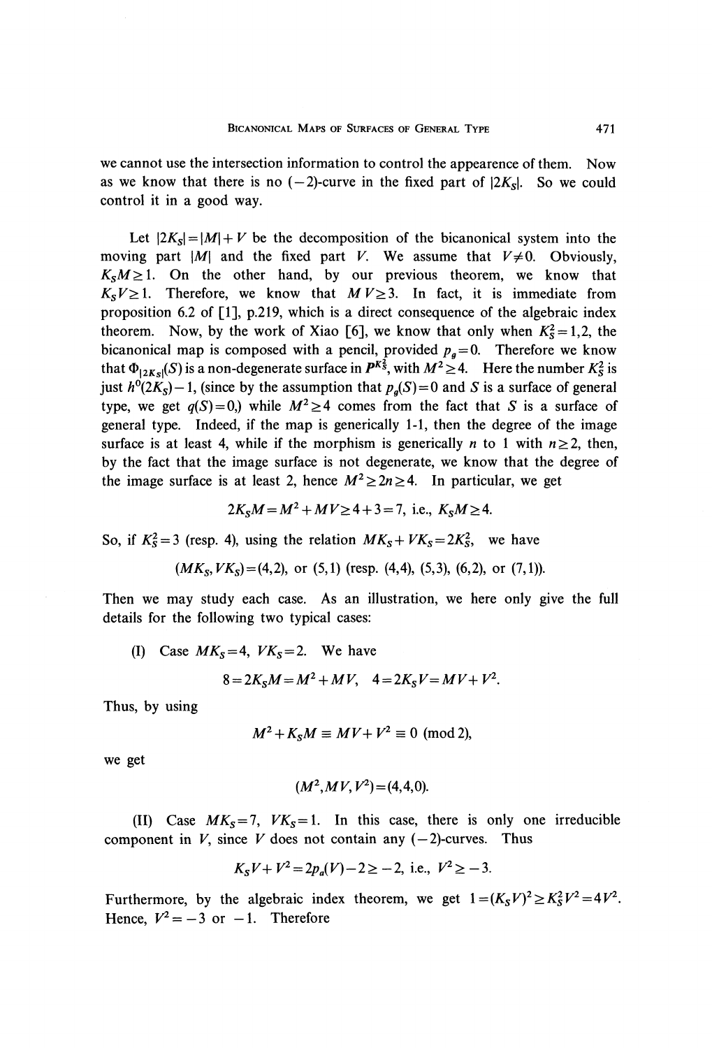we cannot use the intersection information to control the appearence of them. Now as we know that there is no $(-2)$-curve in the fixed part of $|2K_S|$. So we could control it in a good way.

Let $|2K_S|=|M|+V$ be the decomposition of the bicanonical system into the moving part $|M|$ and the fixed part $V$. We assume that $V\neq 0$. Obviously, $K_SM\geq 1$. On the other hand, by our previous theorem, we know that $K_SV\geq 1$. Therefore, we know that $MV\geq 3$. In fact, it is immediate from proposition 6.2 of [1], p.219, which is a direct consequence of the algebraic index theorem. Now, by the work of Xiao [6], we know that only when $K_S^2=1,2$, the bicanonical map is composed with a pencil, provided $p_g=0$. Therefore we know that $\Phi_{|2K_S|}(S)$ is a non-degenerate surface in $P^{K_S^2}$, with $M^2\geq 4$. Here the number $K_S^2$ is just $h^0(2K_S)-1$, (since by the assumption that $p_g(S)=0$ and $S$ is a surface of general type, we get $q(S)=0$,) while $M^2\geq 4$ comes from the fact that $S$ is a surface of general type. Indeed, if the map is generically 1-1, then the degree of the image surface is at least 4, while if the morphism is generically $n$ to 1 with $n\geq 2$, then, by the fact that the image surface is not degenerate, we know that the degree of the image surface is at least 2, hence $M^2\geq 2n\geq 4$. In particular, we get

$$2K_SM=M^2+MV\geq 4+3=7, \text{ i.e., } K_SM\geq 4.$$

So, if $K_S^2=3$ (resp. 4), using the relation $MK_S+VK_S=2K_S^2$, we have

$$(MK_S, VK_S)=(4,2), \text{ or } (5,1) \text{ (resp. } (4,4), (5,3), (6,2), \text{ or } (7,1)).$$

Then we may study each case. As an illustration, we here only give the full details for the following two typical cases:

(I) Case $MK_S=4$, $VK_S=2$. We have

$$8=2K_SM=M^2+MV, \quad 4=2K_SV=MV+V^2.$$

Thus, by using

$$M^2+K_SM\equiv MV+V^2\equiv 0 \pmod 2,$$

we get

$$(M^2, MV, V^2)=(4,4,0).$$

(II) Case $MK_S=7$, $VK_S=1$. In this case, there is only one irreducible component in $V$, since $V$ does not contain any $(-2)$-curves. Thus

$$K_SV+V^2=2p_a(V)-2\geq -2, \text{ i.e., } V^2\geq -3.$$

Furthermore, by the algebraic index theorem, we get $1=(K_SV)^2\geq K_S^2V^2=4V^2$. Hence, $V^2=-3$ or $-1$. Therefore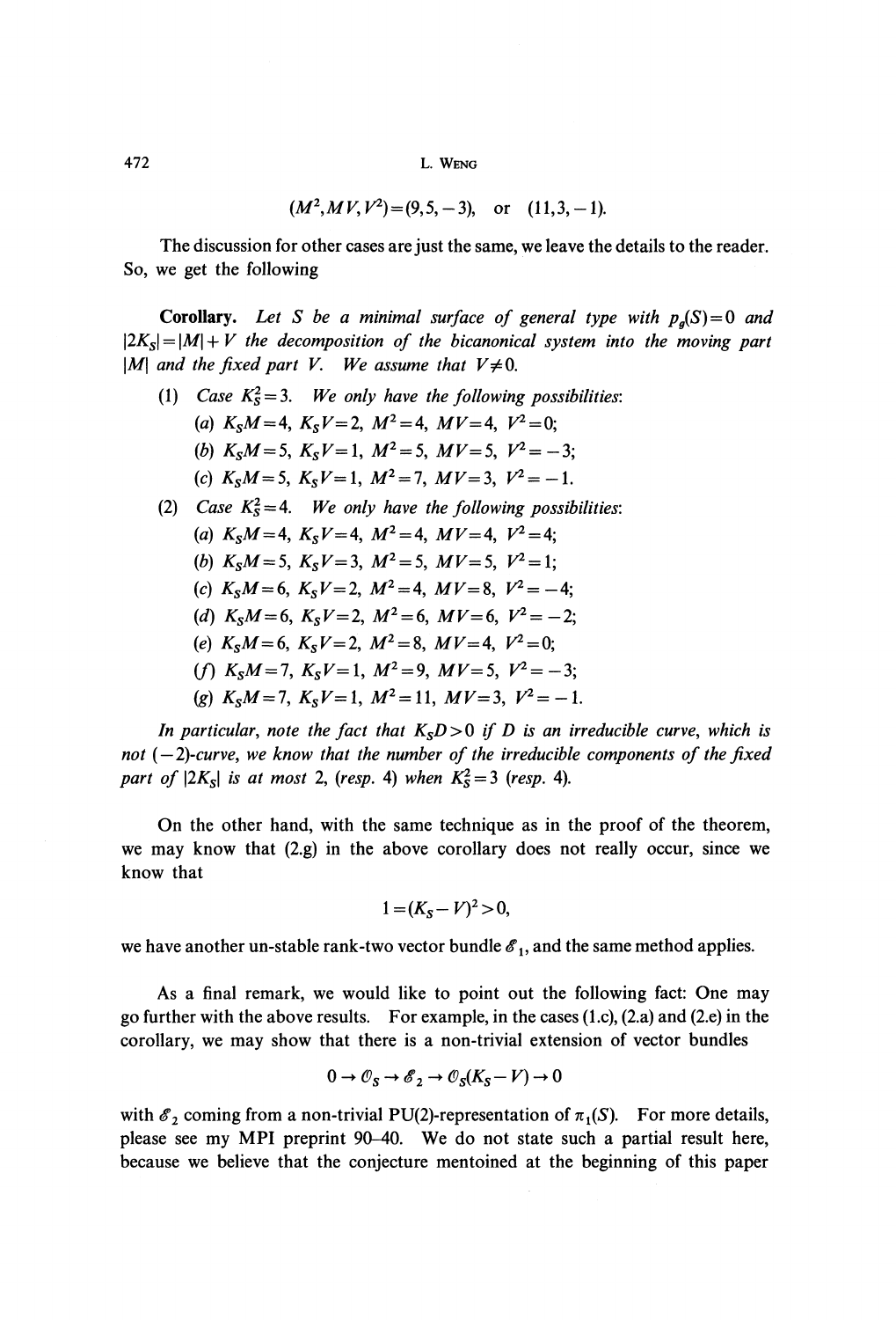$$(M^2, MV, V^2) = (9, 5, -3), \quad \text{or} \quad (11, 3, -1).$$

The discussion for other cases are just the same, we leave the details to the reader. So, we get the following

**Corollary.** *Let $S$ be a minimal surface of general type with $p_g(S)=0$ and $|2K_S| = |M| + V$ the decomposition of the bicanonical system into the moving part $|M|$ and the fixed part $V$. We assume that $V \neq 0$.*

1. *Case $K_S^2 = 3$. We only have the following possibilities:*
   - (a) $K_S M = 4$, $K_S V = 2$, $M^2 = 4$, $MV = 4$, $V^2 = 0$;
   - (b) $K_S M = 5$, $K_S V = 1$, $M^2 = 5$, $MV = 5$, $V^2 = -3$;
   - (c) $K_S M = 5$, $K_S V = 1$, $M^2 = 7$, $MV = 3$, $V^2 = -1$.
2. *Case $K_S^2 = 4$. We only have the following possibilities:*
   - (a) $K_S M = 4$, $K_S V = 4$, $M^2 = 4$, $MV = 4$, $V^2 = 4$;
   - (b) $K_S M = 5$, $K_S V = 3$, $M^2 = 5$, $MV = 5$, $V^2 = 1$;
   - (c) $K_S M = 6$, $K_S V = 2$, $M^2 = 4$, $MV = 8$, $V^2 = -4$;
   - (d) $K_S M = 6$, $K_S V = 2$, $M^2 = 6$, $MV = 6$, $V^2 = -2$;
   - (e) $K_S M = 6$, $K_S V = 2$, $M^2 = 8$, $MV = 4$, $V^2 = 0$;
   - (f) $K_S M = 7$, $K_S V = 1$, $M^2 = 9$, $MV = 5$, $V^2 = -3$;
   - (g) $K_S M = 7$, $K_S V = 1$, $M^2 = 11$, $MV = 3$, $V^2 = -1$.

*In particular, note the fact that $K_S D > 0$ if $D$ is an irreducible curve, which is not $(-2)$-curve, we know that the number of the irreducible components of the fixed part of $|2K_S|$ is at most 2, (resp. 4) when $K_S^2 = 3$ (resp. 4).*

On the other hand, with the same technique as in the proof of the theorem, we may know that (2.g) in the above corollary does not really occur, since we know that

$$1 = (K_S - V)^2 > 0,$$

we have another un-stable rank-two vector bundle $\mathscr{E}_1$, and the same method applies.

As a final remark, we would like to point out the following fact: One may go further with the above results. For example, in the cases (1.c), (2.a) and (2.e) in the corollary, we may show that there is a non-trivial extension of vector bundles

$$0 \to \mathcal{O}_S \to \mathscr{E}_2 \to \mathcal{O}_S(K_S - V) \to 0$$

with $\mathscr{E}_2$ coming from a non-trivial PU(2)-representation of $\pi_1(S)$. For more details, please see my MPI preprint 90–40. We do not state such a partial result here, because we believe that the conjecture mentoined at the beginning of this paper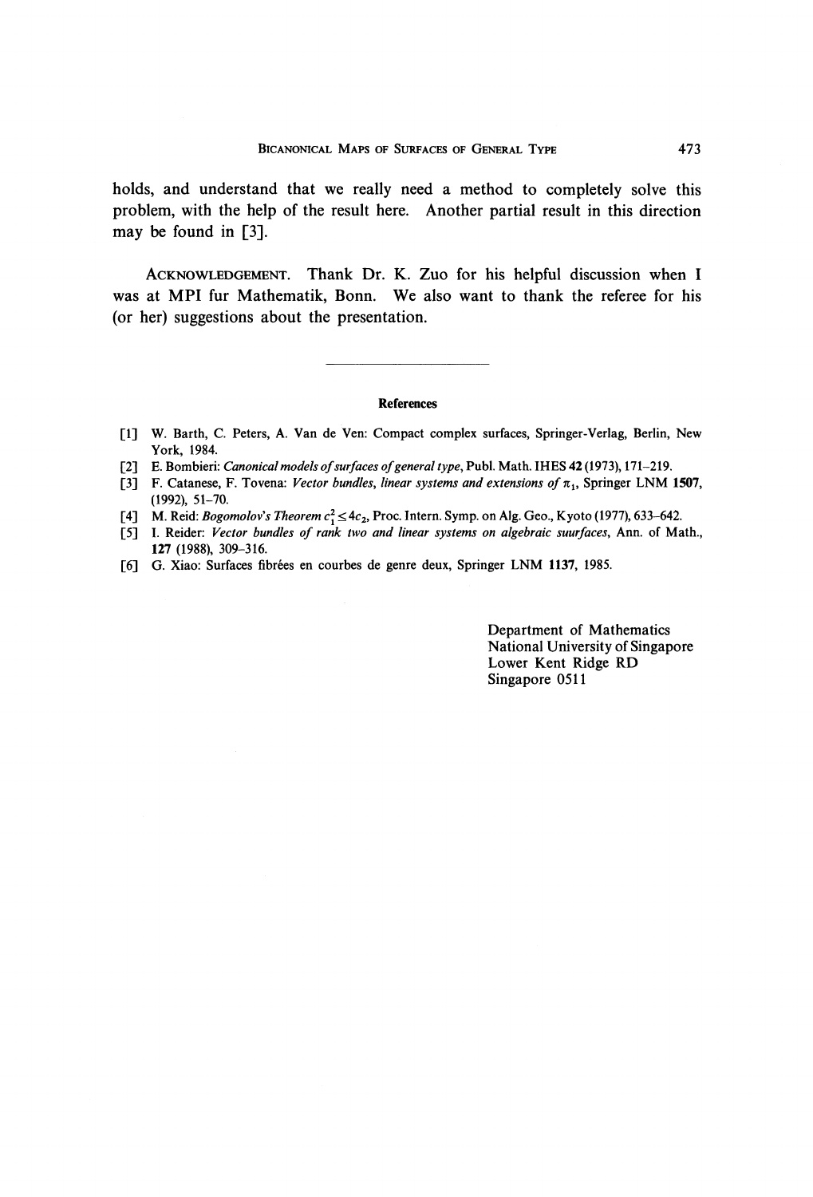holds, and understand that we really need a method to completely solve this problem, with the help of the result here. Another partial result in this direction may be found in [3].

ACKNOWLEDGEMENT. Thank Dr. K. Zuo for his helpful discussion when I was at MPI fur Mathematik, Bonn. We also want to thank the referee for his (or her) suggestions about the presentation.

---

## References

[1] W. Barth, C. Peters, A. Van de Ven: Compact complex surfaces, Springer-Verlag, Berlin, New York, 1984.

[2] E. Bombieri: *Canonical models of surfaces of general type*, Publ. Math. IHES **42** (1973), 171–219.

[3] F. Catanese, F. Tovena: *Vector bundles, linear systems and extensions of* $\pi_1$, Springer LNM **1507**, (1992), 51–70.

[4] M. Reid: *Bogomolov's Theorem* $c_1^2 \leq 4c_2$, Proc. Intern. Symp. on Alg. Geo., Kyoto (1977), 633–642.

[5] I. Reider: *Vector bundles of rank two and linear systems on algebraic suurfaces*, Ann. of Math., **127** (1988), 309–316.

[6] G. Xiao: Surfaces fibrées en courbes de genre deux, Springer LNM **1137**, 1985.

Department of Mathematics
National University of Singapore
Lower Kent Ridge RD
Singapore 0511